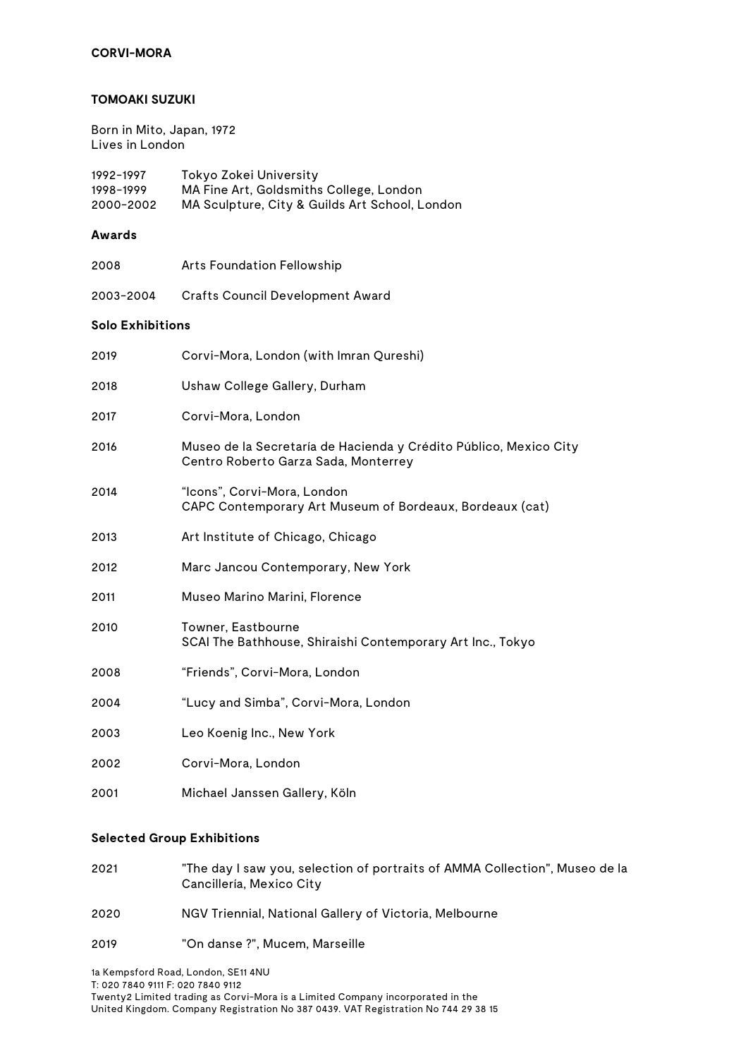**CORVI-MORA**

# TOMOAKI SUZUKI

Born in Mito, Japan, 1972
Lives in London

| | |
|---|---|
| 1992-1997 | Tokyo Zokei University |
| 1998-1999 | MA Fine Art, Goldsmiths College, London |
| 2000-2002 | MA Sculpture, City & Guilds Art School, London |

## Awards

| | |
|---|---|
| 2008 | Arts Foundation Fellowship |
| 2003-2004 | Crafts Council Development Award |

## Solo Exhibitions

| | |
|---|---|
| 2019 | Corvi-Mora, London (with Imran Qureshi) |
| 2018 | Ushaw College Gallery, Durham |
| 2017 | Corvi-Mora, London |
| 2016 | Museo de la Secretaría de Hacienda y Crédito Público, Mexico City<br>Centro Roberto Garza Sada, Monterrey |
| 2014 | "Icons", Corvi-Mora, London<br>CAPC Contemporary Art Museum of Bordeaux, Bordeaux (cat) |
| 2013 | Art Institute of Chicago, Chicago |
| 2012 | Marc Jancou Contemporary, New York |
| 2011 | Museo Marino Marini, Florence |
| 2010 | Towner, Eastbourne<br>SCAI The Bathhouse, Shiraishi Contemporary Art Inc., Tokyo |
| 2008 | "Friends", Corvi-Mora, London |
| 2004 | "Lucy and Simba", Corvi-Mora, London |
| 2003 | Leo Koenig Inc., New York |
| 2002 | Corvi-Mora, London |
| 2001 | Michael Janssen Gallery, Köln |

## Selected Group Exhibitions

| | |
|---|---|
| 2021 | "The day I saw you, selection of portraits of AMMA Collection", Museo de la Cancillería, Mexico City |
| 2020 | NGV Triennial, National Gallery of Victoria, Melbourne |
| 2019 | "On danse ?", Mucem, Marseille |

1a Kempsford Road, London, SE11 4NU
T: 020 7840 9111 F: 020 7840 9112
Twenty2 Limited trading as Corvi-Mora is a Limited Company incorporated in the United Kingdom. Company Registration No 387 0439. VAT Registration No 744 29 38 15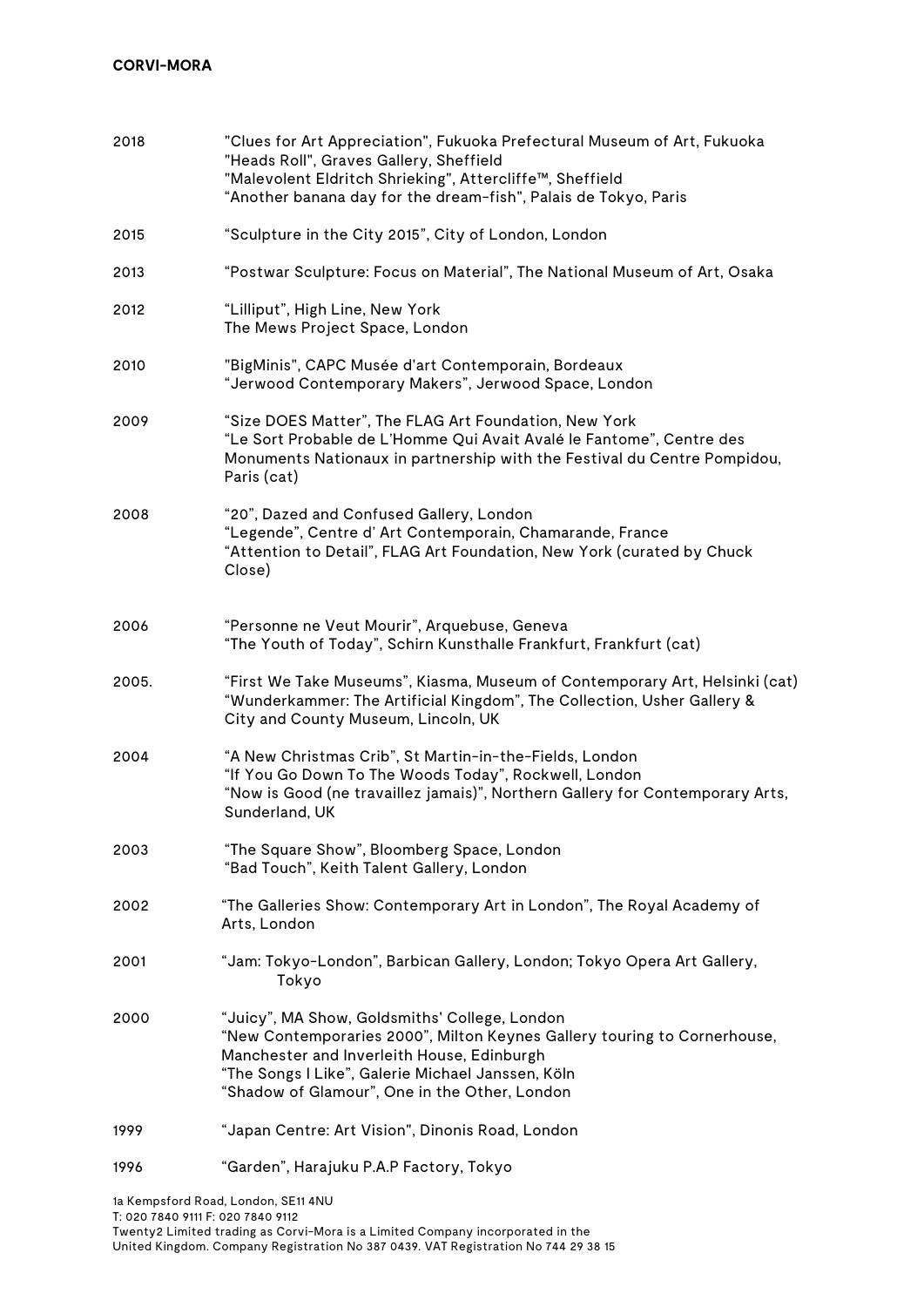**CORVI-MORA**

| | |
|---|---|
| 2018 | "Clues for Art Appreciation", Fukuoka Prefectural Museum of Art, Fukuoka<br>"Heads Roll", Graves Gallery, Sheffield<br>"Malevolent Eldritch Shrieking", Attercliffe™, Sheffield<br>“Another banana day for the dream-fish”, Palais de Tokyo, Paris |
| 2015 | “Sculpture in the City 2015”, City of London, London |
| 2013 | “Postwar Sculpture: Focus on Material”, The National Museum of Art, Osaka |
| 2012 | “Lilliput”, High Line, New York<br>The Mews Project Space, London |
| 2010 | "BigMinis", CAPC Musée d'art Contemporain, Bordeaux<br>“Jerwood Contemporary Makers”, Jerwood Space, London |
| 2009 | “Size DOES Matter”, The FLAG Art Foundation, New York<br>“Le Sort Probable de L’Homme Qui Avait Avalé le Fantome”, Centre des Monuments Nationaux in partnership with the Festival du Centre Pompidou, Paris (cat) |
| 2008 | “20”, Dazed and Confused Gallery, London<br>“Legende”, Centre d’ Art Contemporain, Chamarande, France<br>“Attention to Detail”, FLAG Art Foundation, New York (curated by Chuck Close) |
| 2006 | “Personne ne Veut Mourir”, Arquebuse, Geneva<br>“The Youth of Today”, Schirn Kunsthalle Frankfurt, Frankfurt (cat) |
| 2005. | “First We Take Museums”, Kiasma, Museum of Contemporary Art, Helsinki (cat)<br>“Wunderkammer: The Artificial Kingdom”, The Collection, Usher Gallery & City and County Museum, Lincoln, UK |
| 2004 | “A New Christmas Crib”, St Martin-in-the-Fields, London<br>“If You Go Down To The Woods Today”, Rockwell, London<br>“Now is Good (ne travaillez jamais)”, Northern Gallery for Contemporary Arts, Sunderland, UK |
| 2003 | “The Square Show”, Bloomberg Space, London<br>“Bad Touch”, Keith Talent Gallery, London |
| 2002 | “The Galleries Show: Contemporary Art in London”, The Royal Academy of Arts, London |
| 2001 | “Jam: Tokyo-London”, Barbican Gallery, London; Tokyo Opera Art Gallery, Tokyo |
| 2000 | “Juicy”, MA Show, Goldsmiths' College, London<br>“New Contemporaries 2000”, Milton Keynes Gallery touring to Cornerhouse, Manchester and Inverleith House, Edinburgh<br>“The Songs I Like”, Galerie Michael Janssen, Köln<br>“Shadow of Glamour”, One in the Other, London |
| 1999 | “Japan Centre: Art Vision", Dinonis Road, London |
| 1996 | “Garden”, Harajuku P.A.P Factory, Tokyo |

1a Kempsford Road, London, SE11 4NU
T: 020 7840 9111 F: 020 7840 9112
Twenty2 Limited trading as Corvi-Mora is a Limited Company incorporated in the United Kingdom. Company Registration No 387 0439. VAT Registration No 744 29 38 15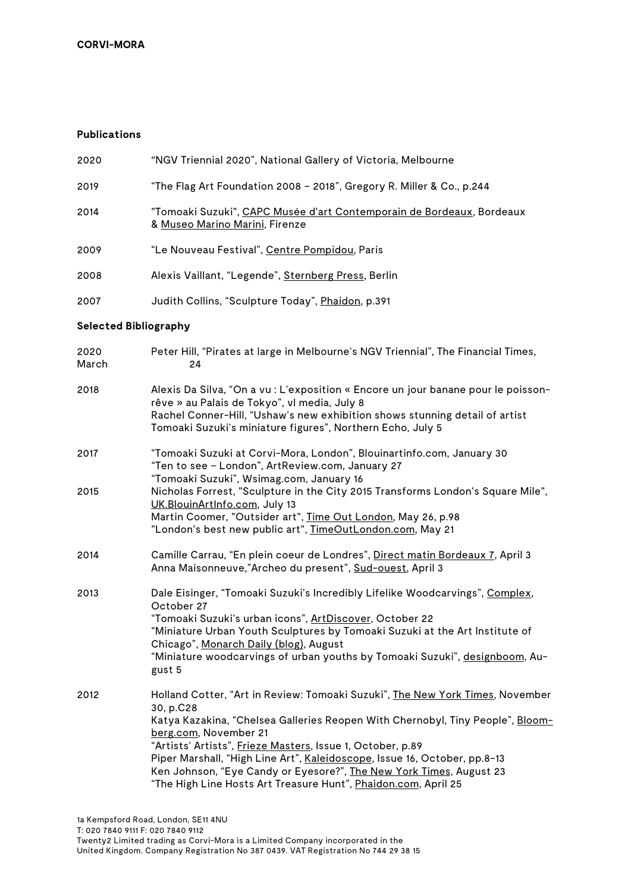## Publications

| | |
|---|---|
| 2020 | "NGV Triennial 2020", National Gallery of Victoria, Melbourne |
| 2019 | "The Flag Art Foundation 2008 – 2018", Gregory R. Miller & Co., p.244 |
| 2014 | "Tomoaki Suzuki", CAPC Musée d'art Contemporain de Bordeaux, Bordeaux & Museo Marino Marini, Firenze |
| 2009 | "Le Nouveau Festival", Centre Pompidou, Paris |
| 2008 | Alexis Vaillant, "Legende", Sternberg Press, Berlin |
| 2007 | Judith Collins, "Sculpture Today", Phaidon, p.391 |

## Selected Bibliography

**2020**

- Peter Hill, "Pirates at large in Melbourne's NGV Triennial", The Financial Times, March 24

**2018**

- Alexis Da Silva, "On a vu : L'exposition « Encore un jour banane pour le poisson-rêve » au Palais de Tokyo", vl media, July 8
- Rachel Conner-Hill, "Ushaw's new exhibition shows stunning detail of artist Tomoaki Suzuki's miniature figures", Northern Echo, July 5

**2017**

- "Tomoaki Suzuki at Corvi-Mora, London", Blouinartinfo.com, January 30
- "Ten to see – London", ArtReview.com, January 27
- "Tomoaki Suzuki", Wsimag.com, January 16

**2015**

- Nicholas Forrest, "Sculpture in the City 2015 Transforms London's Square Mile", UK.BlouinArtInfo.com, July 13
- Martin Coomer, "Outsider art", Time Out London, May 26, p.98
- "London's best new public art", TimeOutLondon.com, May 21

**2014**

- Camille Carrau, "En plein coeur de Londres", Direct matin Bordeaux 7, April 3
- Anna Maisonneuve,"Archeo du present", Sud-ouest, April 3

**2013**

- Dale Eisinger, "Tomoaki Suzuki's Incredibly Lifelike Woodcarvings", Complex, October 27
- "Tomoaki Suzuki's urban icons", ArtDiscover, October 22
- "Miniature Urban Youth Sculptures by Tomoaki Suzuki at the Art Institute of Chicago", Monarch Daily (blog), August
- "Miniature woodcarvings of urban youths by Tomoaki Suzuki", designboom, August 5

**2012**

- Holland Cotter, "Art in Review: Tomoaki Suzuki", The New York Times, November 30, p.C28
- Katya Kazakina, "Chelsea Galleries Reopen With Chernobyl, Tiny People", Bloomberg.com, November 21
- "Artists' Artists", Frieze Masters, Issue 1, October, p.89
- Piper Marshall, "High Line Art", Kaleidoscope, Issue 16, October, pp.8-13
- Ken Johnson, "Eye Candy or Eyesore?", The New York Times, August 23
- "The High Line Hosts Art Treasure Hunt", Phaidon.com, April 25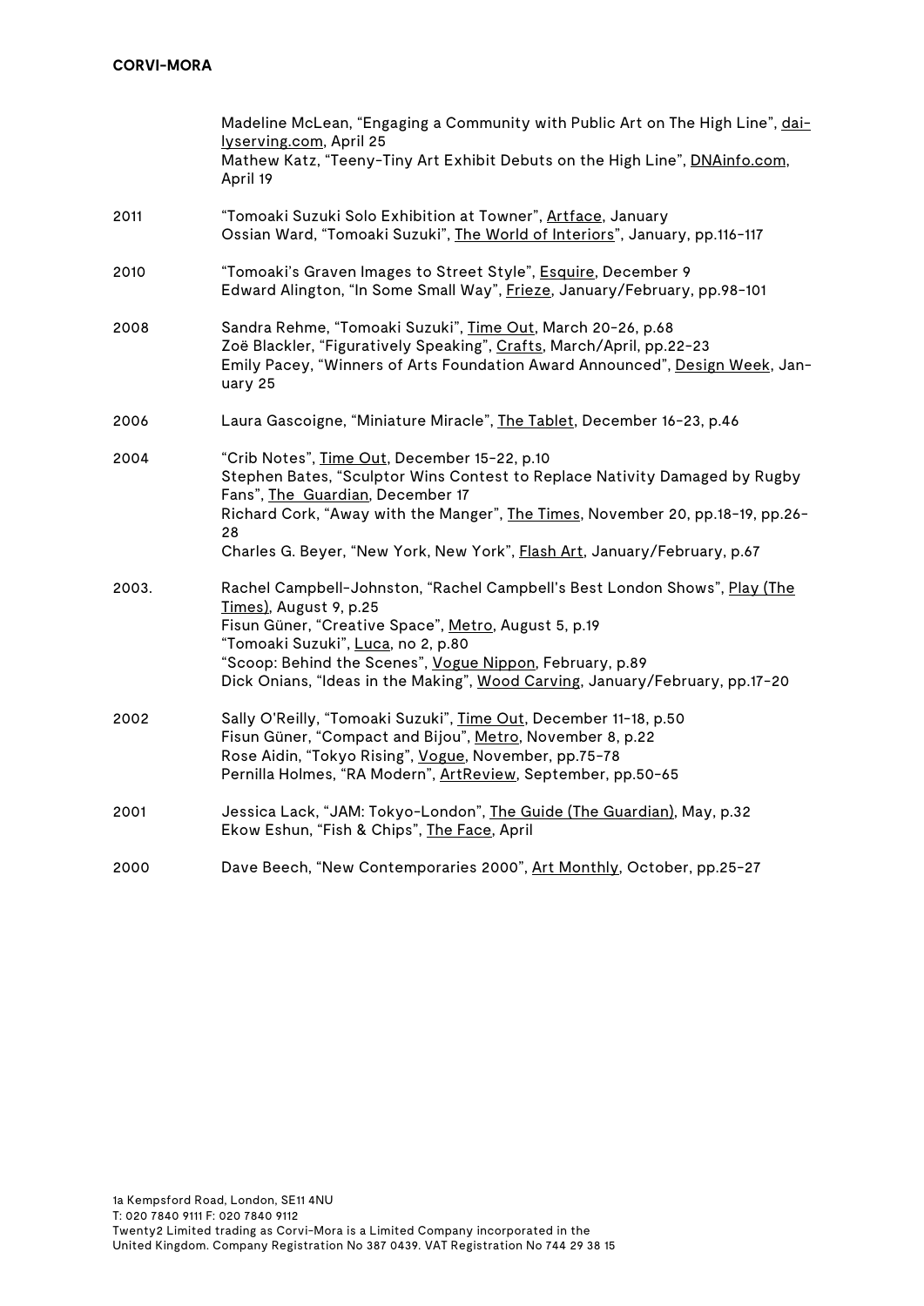| | |
|---|---|
| | Madeline McLean, "Engaging a Community with Public Art on The High Line", dailyserving.com, April 25<br>Mathew Katz, "Teeny-Tiny Art Exhibit Debuts on the High Line", DNAinfo.com, April 19 |
| 2011 | "Tomoaki Suzuki Solo Exhibition at Towner", Artface, January<br>Ossian Ward, "Tomoaki Suzuki", The World of Interiors", January, pp.116-117 |
| 2010 | "Tomoaki's Graven Images to Street Style", Esquire, December 9<br>Edward Alington, "In Some Small Way", Frieze, January/February, pp.98-101 |
| 2008 | Sandra Rehme, "Tomoaki Suzuki", Time Out, March 20-26, p.68<br>Zoë Blackler, "Figuratively Speaking", Crafts, March/April, pp.22-23<br>Emily Pacey, "Winners of Arts Foundation Award Announced", Design Week, January 25 |
| 2006 | Laura Gascoigne, "Miniature Miracle", The Tablet, December 16-23, p.46 |
| 2004 | "Crib Notes", Time Out, December 15-22, p.10<br>Stephen Bates, "Sculptor Wins Contest to Replace Nativity Damaged by Rugby Fans", The Guardian, December 17<br>Richard Cork, "Away with the Manger", The Times, November 20, pp.18-19, pp.26-28<br>Charles G. Beyer, "New York, New York", Flash Art, January/February, p.67 |
| 2003. | Rachel Campbell-Johnston, "Rachel Campbell's Best London Shows", Play (The Times), August 9, p.25<br>Fisun Güner, "Creative Space", Metro, August 5, p.19<br>"Tomoaki Suzuki", Luca, no 2, p.80<br>"Scoop: Behind the Scenes", Vogue Nippon, February, p.89<br>Dick Onians, "Ideas in the Making", Wood Carving, January/February, pp.17-20 |
| 2002 | Sally O'Reilly, "Tomoaki Suzuki", Time Out, December 11-18, p.50<br>Fisun Güner, "Compact and Bijou", Metro, November 8, p.22<br>Rose Aidin, "Tokyo Rising", Vogue, November, pp.75-78<br>Pernilla Holmes, "RA Modern", ArtReview, September, pp.50-65 |
| 2001 | Jessica Lack, "JAM: Tokyo-London", The Guide (The Guardian), May, p.32<br>Ekow Eshun, "Fish & Chips", The Face, April |
| 2000 | Dave Beech, "New Contemporaries 2000", Art Monthly, October, pp.25-27 |